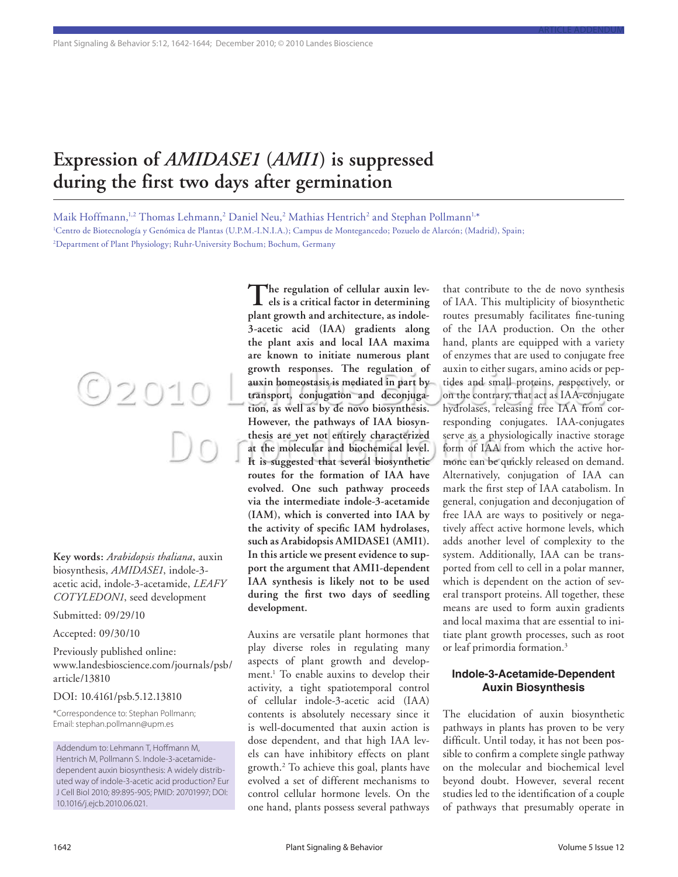ARTICLE ADDENDUM

# Expression of *AMIDASE1* (*AMI1*) is suppressed during the first two days after germination

Maik Hoffmann,[1,2] Thomas Lehmann,[2] Daniel Neu,[2] Mathias Hentrich[2] and Stephan Pollmann[1,*]

[1]Centro de Biotecnología y Genómica de Plantas (U.P.M.-I.N.I.A.); Campus de Montegancedo; Pozuelo de Alarcón; (Madrid), Spain;
[2]Department of Plant Physiology; Ruhr-University Bochum; Bochum, Germany

**Key words:** *Arabidopsis thaliana*, auxin biosynthesis, *AMIDASE1*, indole-3-acetic acid, indole-3-acetamide, *LEAFY COTYLEDON1*, seed development

Submitted: 09/29/10

Accepted: 09/30/10

Previously published online: www.landesbioscience.com/journals/psb/article/13810

DOI: 10.4161/psb.5.12.13810

*Correspondence to: Stephan Pollmann; Email: stephan.pollmann@upm.es

Addendum to: Lehmann T, Hoffmann M, Hentrich M, Pollmann S. Indole-3-acetamide-dependent auxin biosynthesis: A widely distributed way of indole-3-acetic acid production? Eur J Cell Biol 2010; 89:895-905; PMID: 20701997; DOI: 10.1016/j.ejcb.2010.06.021.

**The regulation of cellular auxin levels is a critical factor in determining plant growth and architecture, as indole-3-acetic acid (IAA) gradients along the plant axis and local IAA maxima are known to initiate numerous plant growth responses. The regulation of auxin homeostasis is mediated in part by transport, conjugation and deconjugation, as well as by de novo biosynthesis. However, the pathways of IAA biosynthesis are yet not entirely characterized at the molecular and biochemical level. It is suggested that several biosynthetic routes for the formation of IAA have evolved. One such pathway proceeds via the intermediate indole-3-acetamide (IAM), which is converted into IAA by the activity of specific IAM hydrolases, such as Arabidopsis AMIDASE1 (AMI1). In this article we present evidence to support the argument that AMI1-dependent IAA synthesis is likely not to be used during the first two days of seedling development.**

Auxins are versatile plant hormones that play diverse roles in regulating many aspects of plant growth and development.[1] To enable auxins to develop their activity, a tight spatiotemporal control of cellular indole-3-acetic acid (IAA) contents is absolutely necessary since it is well-documented that auxin action is dose dependent, and that high IAA levels can have inhibitory effects on plant growth.[2] To achieve this goal, plants have evolved a set of different mechanisms to control cellular hormone levels. On the one hand, plants possess several pathways that contribute to the de novo synthesis of IAA. This multiplicity of biosynthetic routes presumably facilitates fine-tuning of the IAA production. On the other hand, plants are equipped with a variety of enzymes that are used to conjugate free auxin to either sugars, amino acids or peptides and small proteins, respectively, or on the contrary, that act as IAA-conjugate hydrolases, releasing free IAA from corresponding conjugates. IAA-conjugates serve as a physiologically inactive storage form of IAA from which the active hormone can be quickly released on demand. Alternatively, conjugation of IAA can mark the first step of IAA catabolism. In general, conjugation and deconjugation of free IAA are ways to positively or negatively affect active hormone levels, which adds another level of complexity to the system. Additionally, IAA can be transported from cell to cell in a polar manner, which is dependent on the action of several transport proteins. All together, these means are used to form auxin gradients and local maxima that are essential to initiate plant growth processes, such as root or leaf primordia formation.[3]

## Indole-3-Acetamide-Dependent Auxin Biosynthesis

The elucidation of auxin biosynthetic pathways in plants has proven to be very difficult. Until today, it has not been possible to confirm a complete single pathway on the molecular and biochemical level beyond doubt. However, several recent studies led to the identification of a couple of pathways that presumably operate in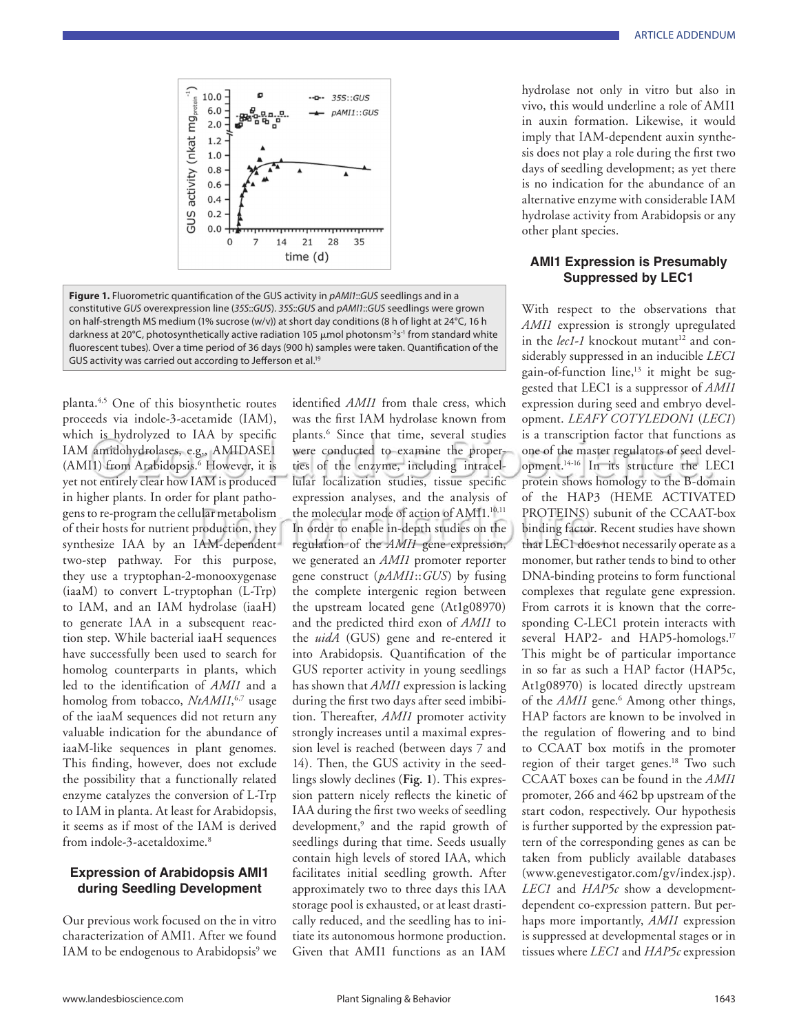**Figure 1.** Fluorometric quantification of the GUS activity in *pAMI1::GUS* seedlings and in a constitutive *GUS* overexpression line (*35S::GUS*). *35S::GUS* and *pAMI1::GUS* seedlings were grown on half-strength MS medium (1% sucrose (w/v)) at short day conditions (8 h of light at 24°C, 16 h darkness at 20°C, photosynthetically active radiation 105 μmol photonsm$^{-2}$s$^{-1}$ from standard white fluorescent tubes). Over a time period of 36 days (900 h) samples were taken. Quantification of the GUS activity was carried out according to Jefferson et al.[19]

planta.[4,5] One of this biosynthetic routes proceeds via indole-3-acetamide (IAM), which is hydrolyzed to IAA by specific IAM amidohydrolases, e.g., AMIDASE1 (AMI1) from Arabidopsis.[6] However, it is yet not entirely clear how IAM is produced in higher plants. In order for plant pathogens to re-program the cellular metabolism of their hosts for nutrient production, they synthesize IAA by an IAM-dependent two-step pathway. For this purpose, they use a tryptophan-2-monooxygenase (iaaM) to convert L-tryptophan (L-Trp) to IAM, and an IAM hydrolase (iaaH) to generate IAA in a subsequent reaction step. While bacterial iaaH sequences have successfully been used to search for homolog counterparts in plants, which led to the identification of *AMI1* and a homolog from tobacco, *NtAMI1*,[6,7] usage of the iaaM sequences did not return any valuable indication for the abundance of iaaM-like sequences in plant genomes. This finding, however, does not exclude the possibility that a functionally related enzyme catalyzes the conversion of L-Trp to IAM in planta. At least for Arabidopsis, it seems as if most of the IAM is derived from indole-3-acetaldoxime.[8]

## Expression of Arabidopsis AMI1 during Seedling Development

Our previous work focused on the in vitro characterization of AMI1. After we found IAM to be endogenous to Arabidopsis[9] we identified *AMI1* from thale cress, which was the first IAM hydrolase known from plants.[6] Since that time, several studies were conducted to examine the properties of the enzyme, including intracellular localization studies, tissue specific expression analyses, and the analysis of the molecular mode of action of AMI1.[10,11] In order to enable in-depth studies on the regulation of the *AMI1* gene expression, we generated an *AMI1* promoter reporter gene construct (*pAMI1::GUS*) by fusing the complete intergenic region between the upstream located gene (At1g08970) and the predicted third exon of *AMI1* to the *uidA* (GUS) gene and re-entered it into Arabidopsis. Quantification of the GUS reporter activity in young seedlings has shown that *AMI1* expression is lacking during the first two days after seed imbibition. Thereafter, *AMI1* promoter activity strongly increases until a maximal expression level is reached (between days 7 and 14). Then, the GUS activity in the seedlings slowly declines (**Fig. 1**). This expression pattern nicely reflects the kinetic of IAA during the first two weeks of seedling development,[9] and the rapid growth of seedlings during that time. Seeds usually contain high levels of stored IAA, which facilitates initial seedling growth. After approximately two to three days this IAA storage pool is exhausted, or at least drastically reduced, and the seedling has to initiate its autonomous hormone production. Given that AMI1 functions as an IAM hydrolase not only in vitro but also in vivo, this would underline a role of AMI1 in auxin formation. Likewise, it would imply that IAM-dependent auxin synthesis does not play a role during the first two days of seedling development; as yet there is no indication for the abundance of an alternative enzyme with considerable IAM hydrolase activity from Arabidopsis or any other plant species.

## AMI1 Expression is Presumably Suppressed by LEC1

With respect to the observations that *AMI1* expression is strongly upregulated in the *lec1-1* knockout mutant[12] and considerably suppressed in an inducible *LEC1* gain-of-function line,[13] it might be suggested that LEC1 is a suppressor of *AMI1* expression during seed and embryo development. *LEAFY COTYLEDON1* (*LEC1*) is a transcription factor that functions as one of the master regulators of seed development.[14-16] In its structure the LEC1 protein shows homology to the B-domain of the HAP3 (HEME ACTIVATED PROTEINS) subunit of the CCAAT-box binding factor. Recent studies have shown that LEC1 does not necessarily operate as a monomer, but rather tends to bind to other DNA-binding proteins to form functional complexes that regulate gene expression. From carrots it is known that the corresponding C-LEC1 protein interacts with several HAP2- and HAP5-homologs.[17] This might be of particular importance in so far as such a HAP factor (HAP5c, At1g08970) is located directly upstream of the *AMI1* gene.[6] Among other things, HAP factors are known to be involved in the regulation of flowering and to bind to CCAAT box motifs in the promoter region of their target genes.[18] Two such CCAAT boxes can be found in the *AMI1* promoter, 266 and 462 bp upstream of the start codon, respectively. Our hypothesis is further supported by the expression pattern of the corresponding genes as can be taken from publicly available databases (www.genevestigator.com/gv/index.jsp). *LEC1* and *HAP5c* show a development-dependent co-expression pattern. But perhaps more importantly, *AMI1* expression is suppressed at developmental stages or in tissues where *LEC1* and *HAP5c* expression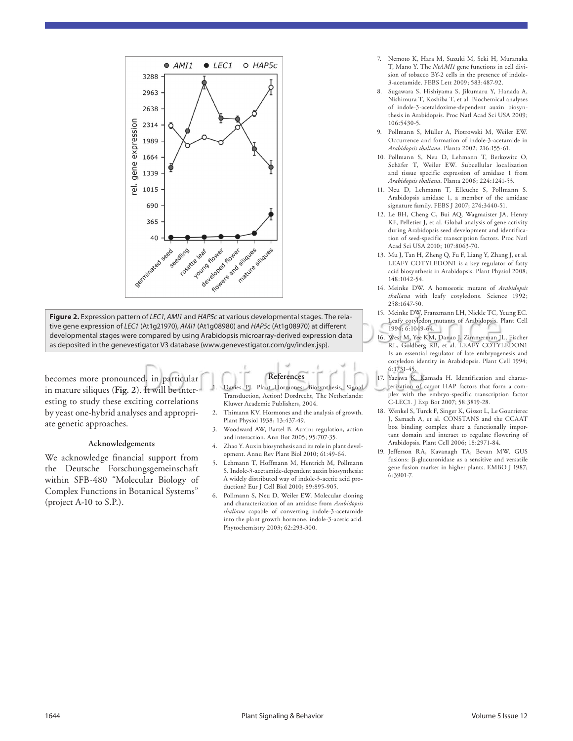● AMI1 ● LEC1 ○ HAP5c

3288
2963
2638
2314
1989
1664
1339
1015
690
365
40

rel. gene expression

germinated seed
seedling
rosette leaf
young flower
developed flower
flowers and siliques
mature siliques

**Figure 2.** Expression pattern of *LEC1*, *AMI1* and *HAP5c* at various developmental stages. The relative gene expression of *LEC1* (At1g21970), *AMI1* (At1g08980) and *HAP5c* (At1g08970) at different developmental stages were compared by using Arabidopsis microarray-derived expression data as deposited in the genevestigator V3 database (www.genevestigator.com/gv/index.jsp).

becomes more pronounced, in particular in mature siliques (**Fig. 2**). It will be interesting to study these exciting correlations by yeast one-hybrid analyses and appropriate genetic approaches.

### Acknowledgements

We acknowledge financial support from the Deutsche Forschungsgemeinschaft within SFB-480 "Molecular Biology of Complex Functions in Botanical Systems" (project A-10 to S.P.).

### References

1. Davies PJ. Plant Hormones: Biosynthesis, Signal Transduction, Action! Dordrecht, The Netherlands: Kluwer Academic Publishers, 2004.
2. Thimann KV. Hormones and the analysis of growth. Plant Physiol 1938; 13:437-49.
3. Woodward AW, Bartel B. Auxin: regulation, action and interaction. Ann Bot 2005; 95:707-35.
4. Zhao Y. Auxin biosynthesis and its role in plant development. Annu Rev Plant Biol 2010; 61:49-64.
5. Lehmann T, Hoffmann M, Hentrich M, Pollmann S. Indole-3-acetamide-dependent auxin biosynthesis: A widely distributed way of indole-3-acetic acid production? Eur J Cell Biol 2010; 89:895-905.
6. Pollmann S, Neu D, Weiler EW. Molecular cloning and characterization of an amidase from *Arabidopsis thaliana* capable of converting indole-3-acetamide into the plant growth hormone, indole-3-acetic acid. Phytochemistry 2003; 62:293-300.
7. Nemoto K, Hara M, Suzuki M, Seki H, Muranaka T, Mano Y. The *NtAMI1* gene functions in cell division of tobacco BY-2 cells in the presence of indole-3-acetamide. FEBS Lett 2009; 583:487-92.
8. Sugawara S, Hishiyama S, Jikumaru Y, Hanada A, Nishimura T, Koshiba T, et al. Biochemical analyses of indole-3-acetaldoxime-dependent auxin biosynthesis in Arabidopsis. Proc Natl Acad Sci USA 2009; 106:5430-5.
9. Pollmann S, Müller A, Piotrowski M, Weiler EW. Occurrence and formation of indole-3-acetamide in *Arabidopsis thaliana*. Planta 2002; 216:155-61.
10. Pollmann S, Neu D, Lehmann T, Berkowitz O, Schäfer T, Weiler EW. Subcellular localization and tissue specific expression of amidase 1 from *Arabidopsis thaliana*. Planta 2006; 224:1241-53.
11. Neu D, Lehmann T, Elleuche S, Pollmann S. Arabidopsis amidase 1, a member of the amidase signature family. FEBS J 2007; 274:3440-51.
12. Le BH, Cheng C, Bui AQ, Wagmaister JA, Henry KF, Pelletier J, et al. Global analysis of gene activity during Arabidopsis seed development and identification of seed-specific transcription factors. Proc Natl Acad Sci USA 2010; 107:8063-70.
13. Mu J, Tan H, Zheng Q, Fu F, Liang Y, Zhang J, et al. LEAFY COTYLEDON1 is a key regulator of fatty acid biosynthesis in Arabidopsis. Plant Physiol 2008; 148:1042-54.
14. Meinke DW. A homoeotic mutant of *Arabidopsis thaliana* with leafy cotyledons. Science 1992; 258:1647-50.
15. Meinke DW, Franzmann LH, Nickle TC, Yeung EC. Leafy cotyledon mutants of Arabidopsis. Plant Cell 1994; 6:1049-64.
16. West M, Yee KM, Danao J, Zimmerman JL, Fischer RL, Goldberg RB, et al. LEAFY COTYLEDON1 Is an essential regulator of late embryogenesis and cotyledon identity in Arabidopsis. Plant Cell 1994; 6:1731-45.
17. Yazawa K, Kamada H. Identification and characterization of carrot HAP factors that form a complex with the embryo-specific transcription factor C-LEC1. J Exp Bot 2007; 58:3819-28.
18. Wenkel S, Turck F, Singer K, Gissot L, Le Gourrierec J, Samach A, et al. CONSTANS and the CCAAT box binding complex share a functionally important domain and interact to regulate flowering of Arabidopsis. Plant Cell 2006; 18:2971-84.
19. Jefferson RA, Kavanagh TA, Bevan MW. GUS fusions: β-glucuronidase as a sensitive and versatile gene fusion marker in higher plants. EMBO J 1987; 6:3901-7.